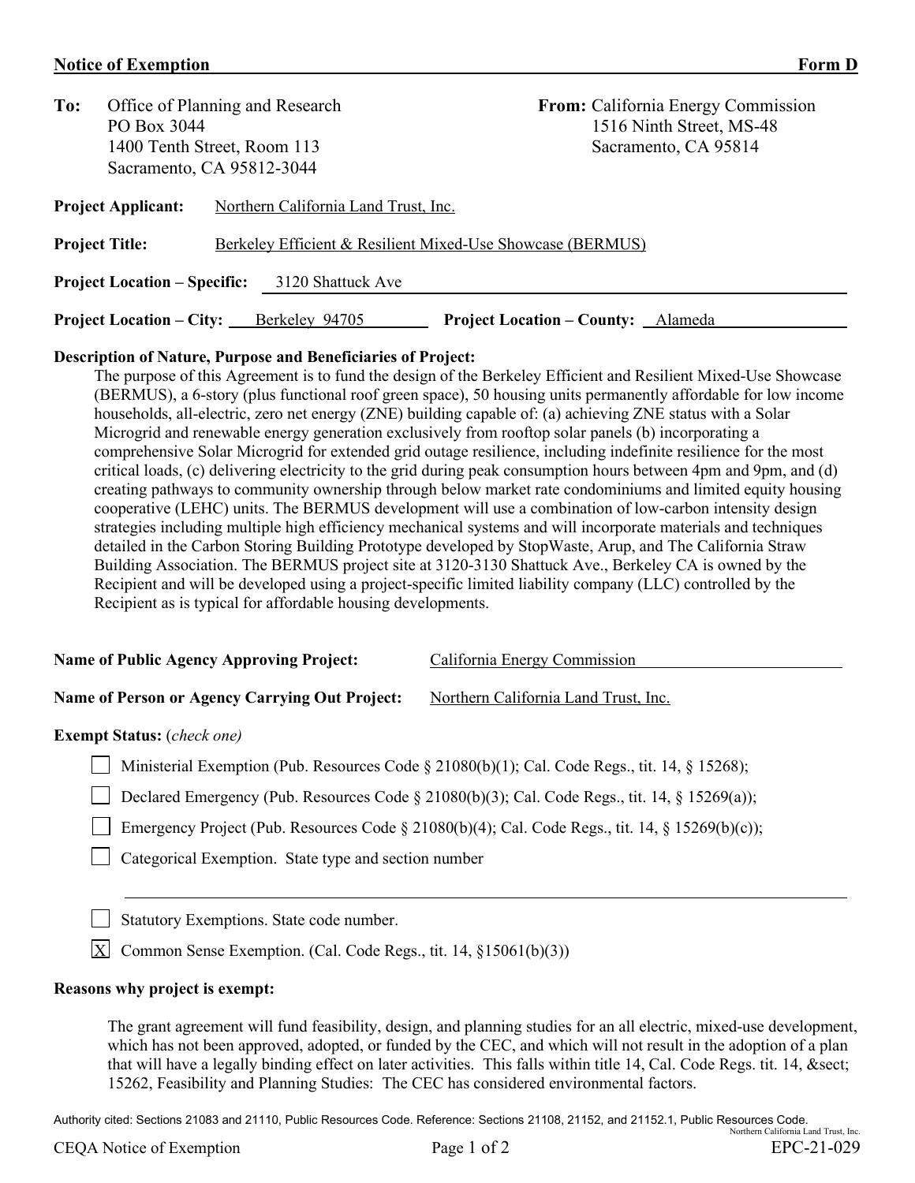**Notice of Exemption** **Form D**

**To:** Office of Planning and Research
PO Box 3044
1400 Tenth Street, Room 113
Sacramento, CA 95812-3044

**From:** California Energy Commission
1516 Ninth Street, MS-48
Sacramento, CA 95814

**Project Applicant:** Northern California Land Trust, Inc.

**Project Title:** Berkeley Efficient & Resilient Mixed-Use Showcase (BERMUS)

**Project Location – Specific:** 3120 Shattuck Ave

**Project Location – City:** Berkeley 94705 **Project Location – County:** Alameda

**Description of Nature, Purpose and Beneficiaries of Project:**

The purpose of this Agreement is to fund the design of the Berkeley Efficient and Resilient Mixed-Use Showcase (BERMUS), a 6-story (plus functional roof green space), 50 housing units permanently affordable for low income households, all-electric, zero net energy (ZNE) building capable of: (a) achieving ZNE status with a Solar Microgrid and renewable energy generation exclusively from rooftop solar panels (b) incorporating a comprehensive Solar Microgrid for extended grid outage resilience, including indefinite resilience for the most critical loads, (c) delivering electricity to the grid during peak consumption hours between 4pm and 9pm, and (d) creating pathways to community ownership through below market rate condominiums and limited equity housing cooperative (LEHC) units. The BERMUS development will use a combination of low-carbon intensity design strategies including multiple high efficiency mechanical systems and will incorporate materials and techniques detailed in the Carbon Storing Building Prototype developed by StopWaste, Arup, and The California Straw Building Association. The BERMUS project site at 3120-3130 Shattuck Ave., Berkeley CA is owned by the Recipient and will be developed using a project-specific limited liability company (LLC) controlled by the Recipient as is typical for affordable housing developments.

**Name of Public Agency Approving Project:** California Energy Commission

**Name of Person or Agency Carrying Out Project:** Northern California Land Trust, Inc.

**Exempt Status:** (*check one*)

- [ ] Ministerial Exemption (Pub. Resources Code § 21080(b)(1); Cal. Code Regs., tit. 14, § 15268);
- [ ] Declared Emergency (Pub. Resources Code § 21080(b)(3); Cal. Code Regs., tit. 14, § 15269(a));
- [ ] Emergency Project (Pub. Resources Code § 21080(b)(4); Cal. Code Regs., tit. 14, § 15269(b)(c));
- [ ] Categorical Exemption. State type and section number
- [ ] Statutory Exemptions. State code number.
- [X] Common Sense Exemption. (Cal. Code Regs., tit. 14, §15061(b)(3))

**Reasons why project is exempt:**

The grant agreement will fund feasibility, design, and planning studies for an all electric, mixed-use development, which has not been approved, adopted, or funded by the CEC, and which will not result in the adoption of a plan that will have a legally binding effect on later activities. This falls within title 14, Cal. Code Regs. tit. 14, &sect; 15262, Feasibility and Planning Studies: The CEC has considered environmental factors.

Authority cited: Sections 21083 and 21110, Public Resources Code. Reference: Sections 21108, 21152, and 21152.1, Public Resources Code.

Northern California Land Trust, Inc.

CEQA Notice of Exemption EPC-21-029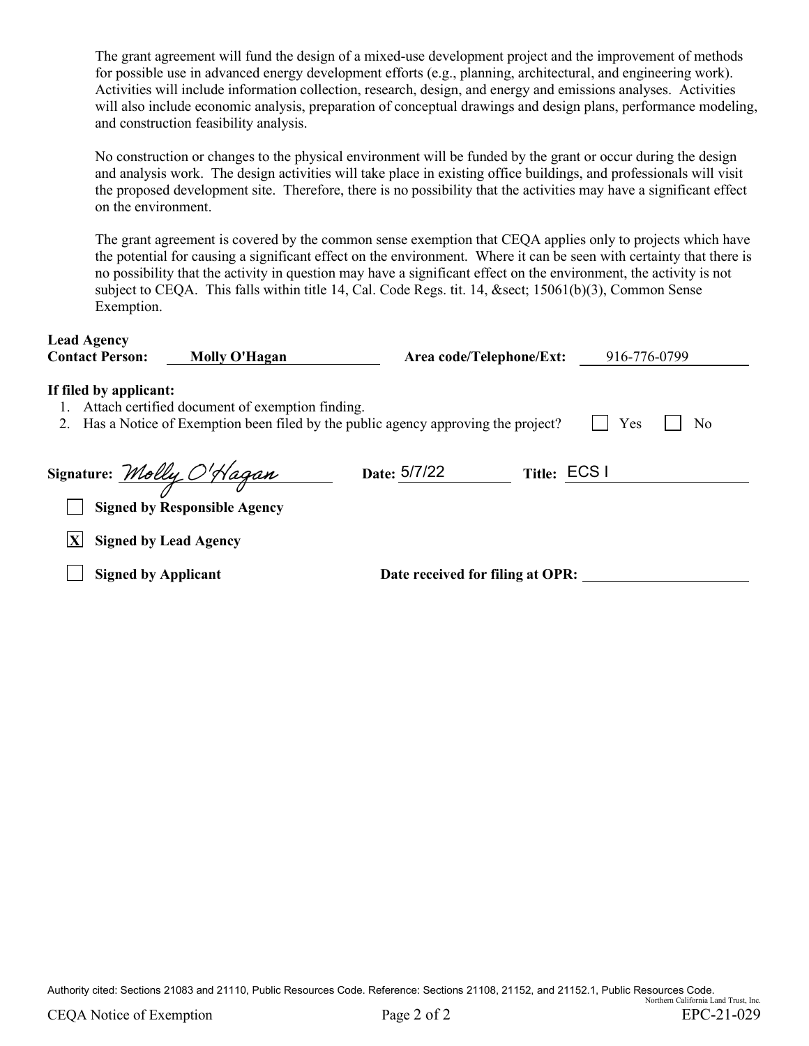The grant agreement will fund the design of a mixed-use development project and the improvement of methods for possible use in advanced energy development efforts (e.g., planning, architectural, and engineering work). Activities will include information collection, research, design, and energy and emissions analyses. Activities will also include economic analysis, preparation of conceptual drawings and design plans, performance modeling, and construction feasibility analysis.

No construction or changes to the physical environment will be funded by the grant or occur during the design and analysis work. The design activities will take place in existing office buildings, and professionals will visit the proposed development site. Therefore, there is no possibility that the activities may have a significant effect on the environment.

The grant agreement is covered by the common sense exemption that CEQA applies only to projects which have the potential for causing a significant effect on the environment. Where it can be seen with certainty that there is no possibility that the activity in question may have a significant effect on the environment, the activity is not subject to CEQA. This falls within title 14, Cal. Code Regs. tit. 14, &sect; 15061(b)(3), Common Sense Exemption.

**Lead Agency Contact Person:** Molly O'Hagan **Area code/Telephone/Ext:** 916-776-0799

**If filed by applicant:**

1. Attach certified document of exemption finding.
2. Has a Notice of Exemption been filed by the public agency approving the project? ☐ Yes ☐ No

**Signature:** Molly O'Hagan **Date:** 5/7/22 **Title:** ECS I

☐ **Signed by Responsible Agency**

☒ **Signed by Lead Agency**

☐ **Signed by Applicant** **Date received for filing at OPR:**

Authority cited: Sections 21083 and 21110, Public Resources Code. Reference: Sections 21108, 21152, and 21152.1, Public Resources Code.

Northern California Land Trust, Inc.

CEQA Notice of Exemption EPC-21-029